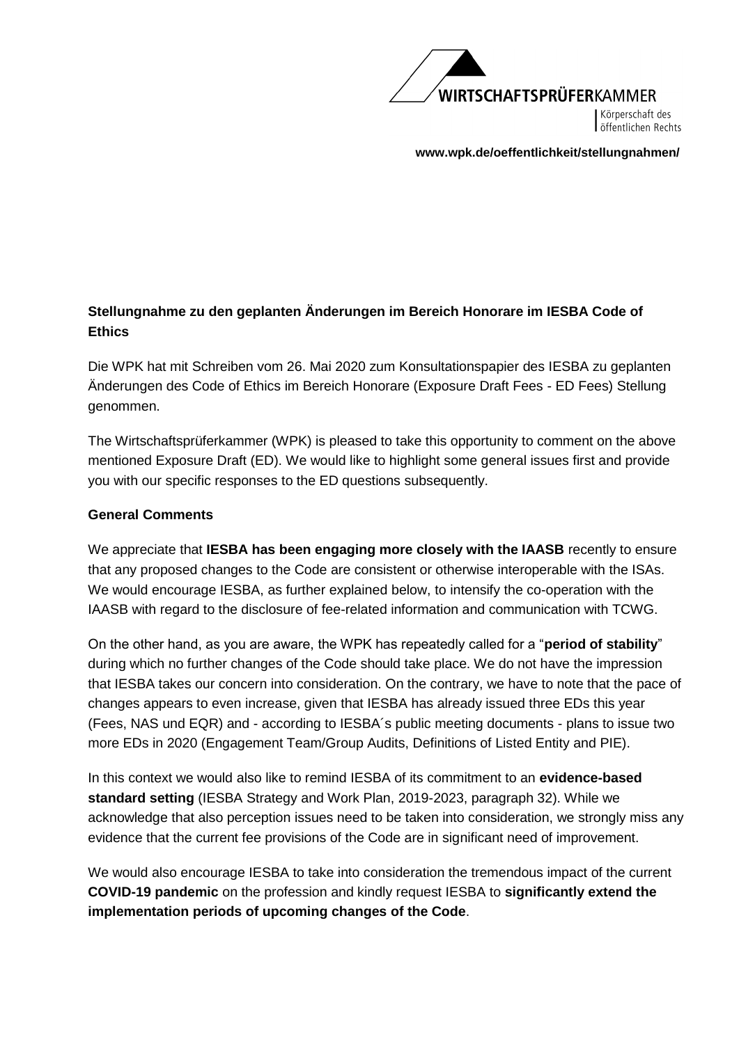WIRTSCHAFTSPRÜFERKAMMER

Körperschaft des öffentlichen Rechts

**www.wpk.de/oeffentlichkeit/stellungnahmen/**

**Stellungnahme zu den geplanten Änderungen im Bereich Honorare im IESBA Code of Ethics**

Die WPK hat mit Schreiben vom 26. Mai 2020 zum Konsultationspapier des IESBA zu geplanten Änderungen des Code of Ethics im Bereich Honorare (Exposure Draft Fees - ED Fees) Stellung genommen.

The Wirtschaftsprüferkammer (WPK) is pleased to take this opportunity to comment on the above mentioned Exposure Draft (ED). We would like to highlight some general issues first and provide you with our specific responses to the ED questions subsequently.

**General Comments**

We appreciate that **IESBA has been engaging more closely with the IAASB** recently to ensure that any proposed changes to the Code are consistent or otherwise interoperable with the ISAs. We would encourage IESBA, as further explained below, to intensify the co-operation with the IAASB with regard to the disclosure of fee-related information and communication with TCWG.

On the other hand, as you are aware, the WPK has repeatedly called for a "**period of stability**" during which no further changes of the Code should take place. We do not have the impression that IESBA takes our concern into consideration. On the contrary, we have to note that the pace of changes appears to even increase, given that IESBA has already issued three EDs this year (Fees, NAS und EQR) and - according to IESBA´s public meeting documents - plans to issue two more EDs in 2020 (Engagement Team/Group Audits, Definitions of Listed Entity and PIE).

In this context we would also like to remind IESBA of its commitment to an **evidence-based standard setting** (IESBA Strategy and Work Plan, 2019-2023, paragraph 32). While we acknowledge that also perception issues need to be taken into consideration, we strongly miss any evidence that the current fee provisions of the Code are in significant need of improvement.

We would also encourage IESBA to take into consideration the tremendous impact of the current **COVID-19 pandemic** on the profession and kindly request IESBA to **significantly extend the implementation periods of upcoming changes of the Code**.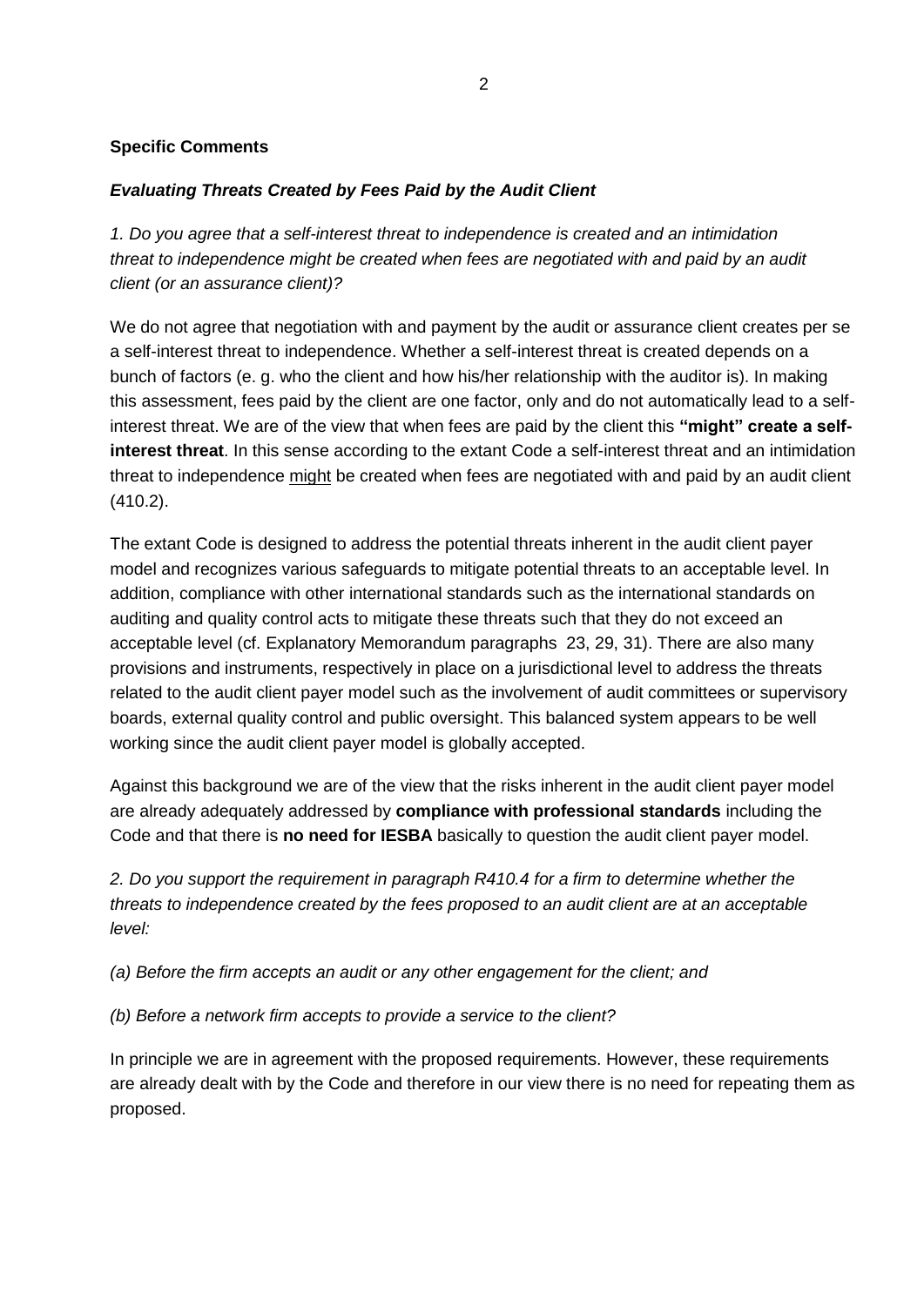**Specific Comments**

***Evaluating Threats Created by Fees Paid by the Audit Client***

*1. Do you agree that a self-interest threat to independence is created and an intimidation threat to independence might be created when fees are negotiated with and paid by an audit client (or an assurance client)?*

We do not agree that negotiation with and payment by the audit or assurance client creates per se a self-interest threat to independence. Whether a self-interest threat is created depends on a bunch of factors (e. g. who the client and how his/her relationship with the auditor is). In making this assessment, fees paid by the client are one factor, only and do not automatically lead to a self-interest threat. We are of the view that when fees are paid by the client this **"might" create a self-interest threat**. In this sense according to the extant Code a self-interest threat and an intimidation threat to independence <u>might</u> be created when fees are negotiated with and paid by an audit client (410.2).

The extant Code is designed to address the potential threats inherent in the audit client payer model and recognizes various safeguards to mitigate potential threats to an acceptable level. In addition, compliance with other international standards such as the international standards on auditing and quality control acts to mitigate these threats such that they do not exceed an acceptable level (cf. Explanatory Memorandum paragraphs 23, 29, 31). There are also many provisions and instruments, respectively in place on a jurisdictional level to address the threats related to the audit client payer model such as the involvement of audit committees or supervisory boards, external quality control and public oversight. This balanced system appears to be well working since the audit client payer model is globally accepted.

Against this background we are of the view that the risks inherent in the audit client payer model are already adequately addressed by **compliance with professional standards** including the Code and that there is **no need for IESBA** basically to question the audit client payer model.

*2. Do you support the requirement in paragraph R410.4 for a firm to determine whether the threats to independence created by the fees proposed to an audit client are at an acceptable level:*

*(a) Before the firm accepts an audit or any other engagement for the client; and*

*(b) Before a network firm accepts to provide a service to the client?*

In principle we are in agreement with the proposed requirements. However, these requirements are already dealt with by the Code and therefore in our view there is no need for repeating them as proposed.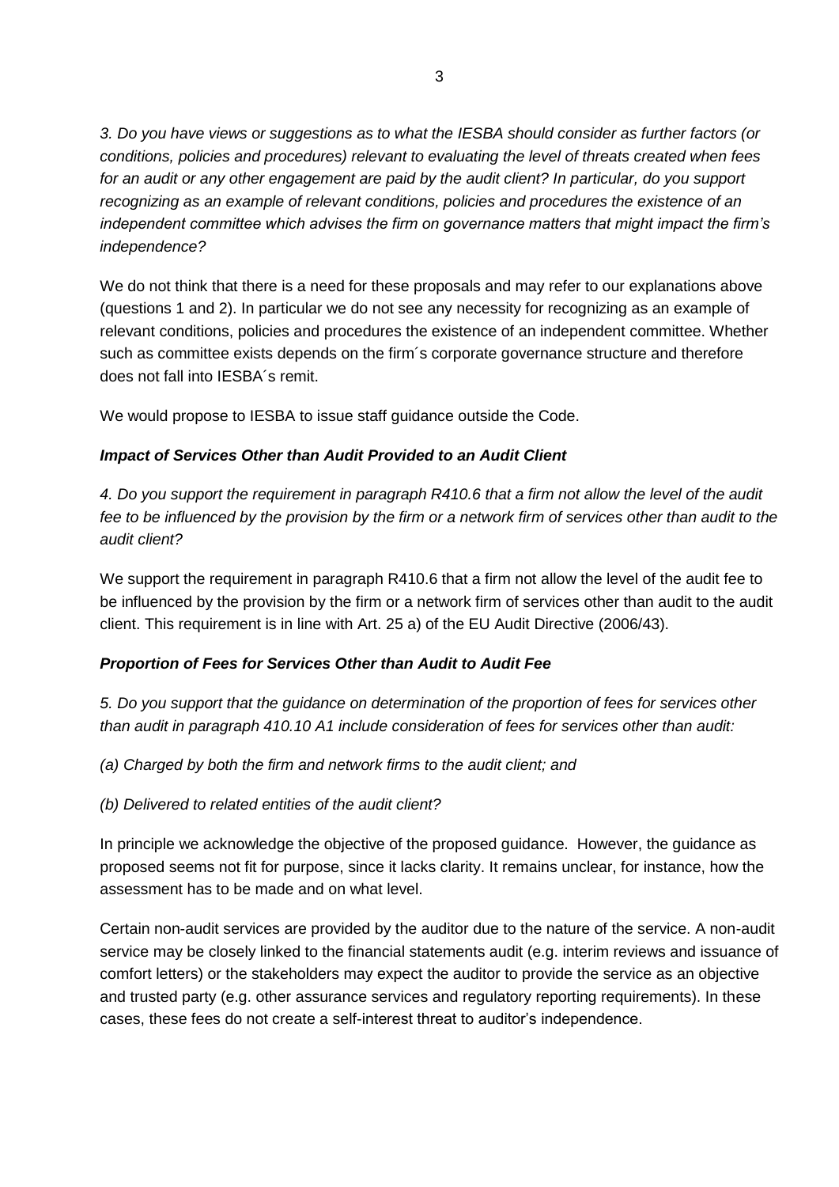*3. Do you have views or suggestions as to what the IESBA should consider as further factors (or conditions, policies and procedures) relevant to evaluating the level of threats created when fees for an audit or any other engagement are paid by the audit client? In particular, do you support recognizing as an example of relevant conditions, policies and procedures the existence of an independent committee which advises the firm on governance matters that might impact the firm's independence?*

We do not think that there is a need for these proposals and may refer to our explanations above (questions 1 and 2). In particular we do not see any necessity for recognizing as an example of relevant conditions, policies and procedures the existence of an independent committee. Whether such as committee exists depends on the firm´s corporate governance structure and therefore does not fall into IESBA´s remit.

We would propose to IESBA to issue staff guidance outside the Code.

***Impact of Services Other than Audit Provided to an Audit Client***

*4. Do you support the requirement in paragraph R410.6 that a firm not allow the level of the audit fee to be influenced by the provision by the firm or a network firm of services other than audit to the audit client?*

We support the requirement in paragraph R410.6 that a firm not allow the level of the audit fee to be influenced by the provision by the firm or a network firm of services other than audit to the audit client. This requirement is in line with Art. 25 a) of the EU Audit Directive (2006/43).

***Proportion of Fees for Services Other than Audit to Audit Fee***

*5. Do you support that the guidance on determination of the proportion of fees for services other than audit in paragraph 410.10 A1 include consideration of fees for services other than audit:*

*(a) Charged by both the firm and network firms to the audit client; and*

*(b) Delivered to related entities of the audit client?*

In principle we acknowledge the objective of the proposed guidance. However, the guidance as proposed seems not fit for purpose, since it lacks clarity. It remains unclear, for instance, how the assessment has to be made and on what level.

Certain non-audit services are provided by the auditor due to the nature of the service. A non-audit service may be closely linked to the financial statements audit (e.g. interim reviews and issuance of comfort letters) or the stakeholders may expect the auditor to provide the service as an objective and trusted party (e.g. other assurance services and regulatory reporting requirements). In these cases, these fees do not create a self-interest threat to auditor's independence.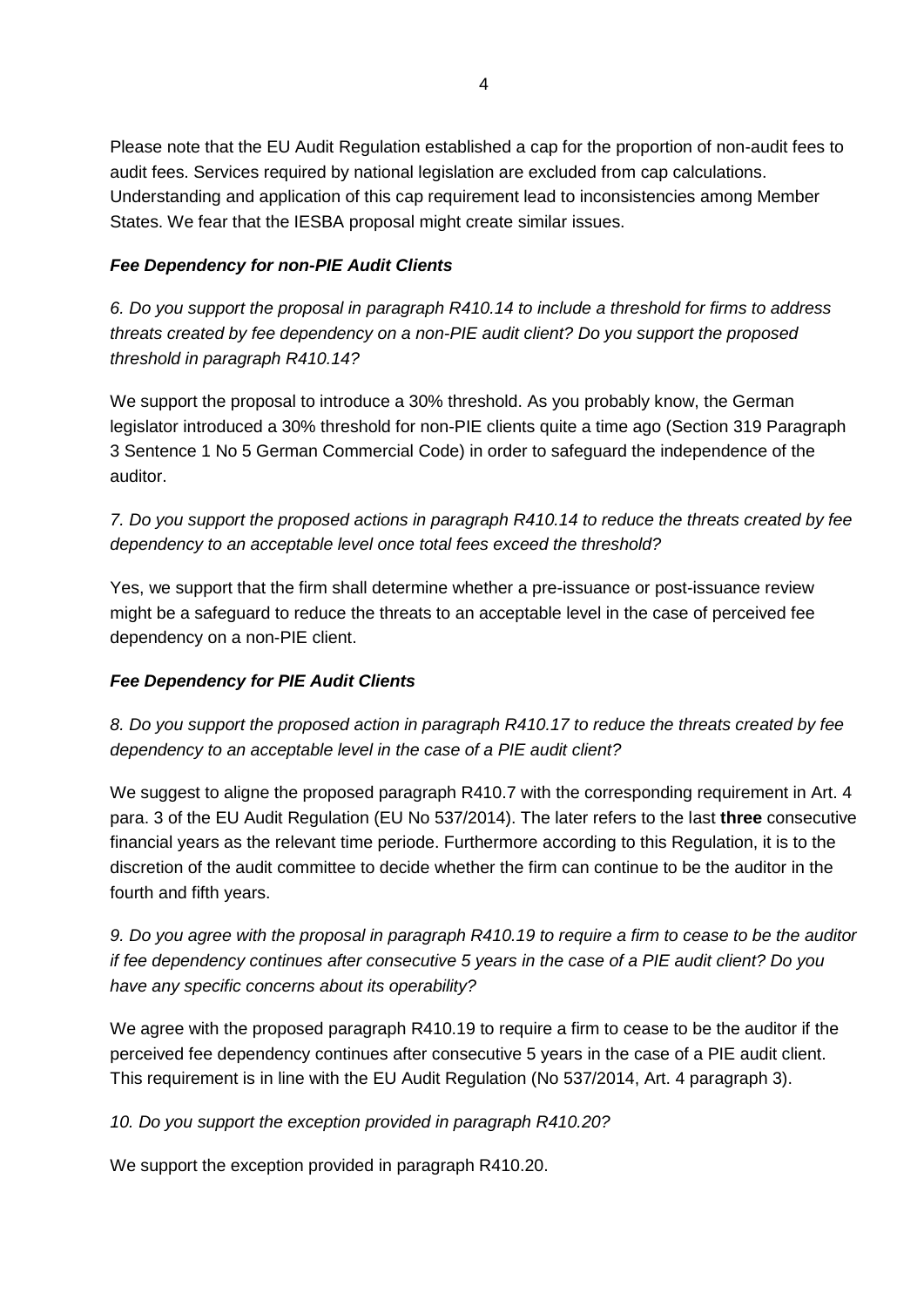Please note that the EU Audit Regulation established a cap for the proportion of non-audit fees to audit fees. Services required by national legislation are excluded from cap calculations. Understanding and application of this cap requirement lead to inconsistencies among Member States. We fear that the IESBA proposal might create similar issues.

***Fee Dependency for non-PIE Audit Clients***

*6. Do you support the proposal in paragraph R410.14 to include a threshold for firms to address threats created by fee dependency on a non-PIE audit client? Do you support the proposed threshold in paragraph R410.14?*

We support the proposal to introduce a 30% threshold. As you probably know, the German legislator introduced a 30% threshold for non-PIE clients quite a time ago (Section 319 Paragraph 3 Sentence 1 No 5 German Commercial Code) in order to safeguard the independence of the auditor.

*7. Do you support the proposed actions in paragraph R410.14 to reduce the threats created by fee dependency to an acceptable level once total fees exceed the threshold?*

Yes, we support that the firm shall determine whether a pre-issuance or post-issuance review might be a safeguard to reduce the threats to an acceptable level in the case of perceived fee dependency on a non-PIE client.

***Fee Dependency for PIE Audit Clients***

*8. Do you support the proposed action in paragraph R410.17 to reduce the threats created by fee dependency to an acceptable level in the case of a PIE audit client?*

We suggest to aligne the proposed paragraph R410.7 with the corresponding requirement in Art. 4 para. 3 of the EU Audit Regulation (EU No 537/2014). The later refers to the last **three** consecutive financial years as the relevant time periode. Furthermore according to this Regulation, it is to the discretion of the audit committee to decide whether the firm can continue to be the auditor in the fourth and fifth years.

*9. Do you agree with the proposal in paragraph R410.19 to require a firm to cease to be the auditor if fee dependency continues after consecutive 5 years in the case of a PIE audit client? Do you have any specific concerns about its operability?*

We agree with the proposed paragraph R410.19 to require a firm to cease to be the auditor if the perceived fee dependency continues after consecutive 5 years in the case of a PIE audit client. This requirement is in line with the EU Audit Regulation (No 537/2014, Art. 4 paragraph 3).

*10. Do you support the exception provided in paragraph R410.20?*

We support the exception provided in paragraph R410.20.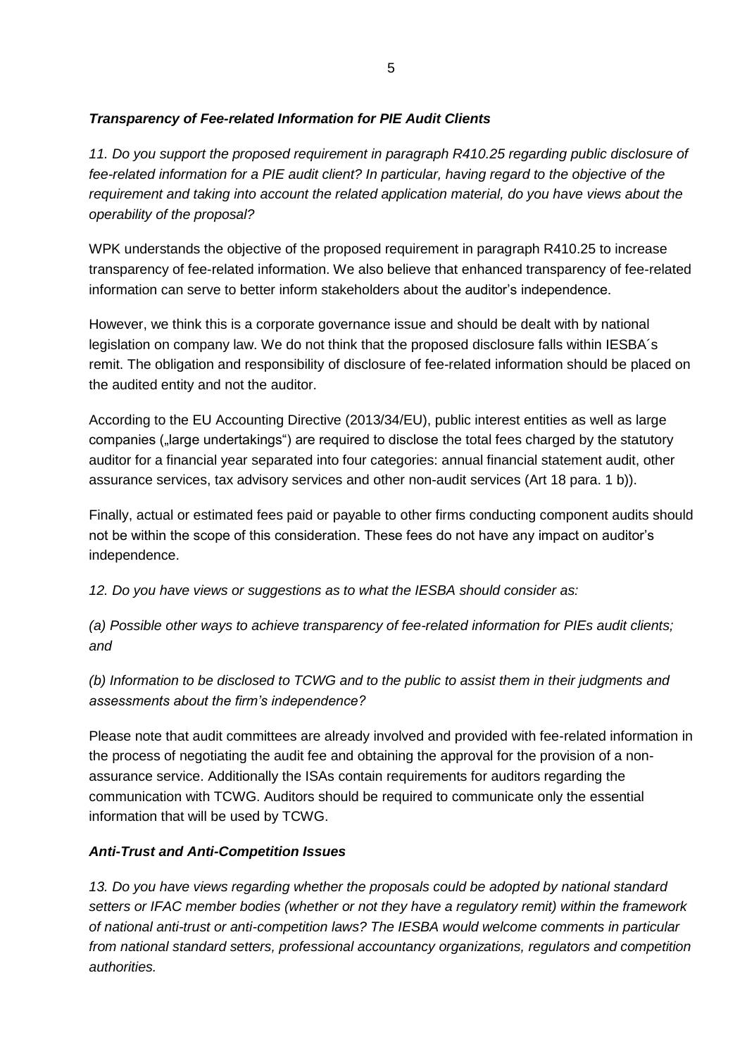### *Transparency of Fee-related Information for PIE Audit Clients*

*11. Do you support the proposed requirement in paragraph R410.25 regarding public disclosure of fee-related information for a PIE audit client? In particular, having regard to the objective of the requirement and taking into account the related application material, do you have views about the operability of the proposal?*

WPK understands the objective of the proposed requirement in paragraph R410.25 to increase transparency of fee-related information. We also believe that enhanced transparency of fee-related information can serve to better inform stakeholders about the auditor's independence.

However, we think this is a corporate governance issue and should be dealt with by national legislation on company law. We do not think that the proposed disclosure falls within IESBA´s remit. The obligation and responsibility of disclosure of fee-related information should be placed on the audited entity and not the auditor.

According to the EU Accounting Directive (2013/34/EU), public interest entities as well as large companies („large undertakings") are required to disclose the total fees charged by the statutory auditor for a financial year separated into four categories: annual financial statement audit, other assurance services, tax advisory services and other non-audit services (Art 18 para. 1 b)).

Finally, actual or estimated fees paid or payable to other firms conducting component audits should not be within the scope of this consideration. These fees do not have any impact on auditor's independence.

*12. Do you have views or suggestions as to what the IESBA should consider as:*

*(a) Possible other ways to achieve transparency of fee-related information for PIEs audit clients; and*

*(b) Information to be disclosed to TCWG and to the public to assist them in their judgments and assessments about the firm's independence?*

Please note that audit committees are already involved and provided with fee-related information in the process of negotiating the audit fee and obtaining the approval for the provision of a non-assurance service. Additionally the ISAs contain requirements for auditors regarding the communication with TCWG. Auditors should be required to communicate only the essential information that will be used by TCWG.

### *Anti-Trust and Anti-Competition Issues*

*13. Do you have views regarding whether the proposals could be adopted by national standard setters or IFAC member bodies (whether or not they have a regulatory remit) within the framework of national anti-trust or anti-competition laws? The IESBA would welcome comments in particular from national standard setters, professional accountancy organizations, regulators and competition authorities.*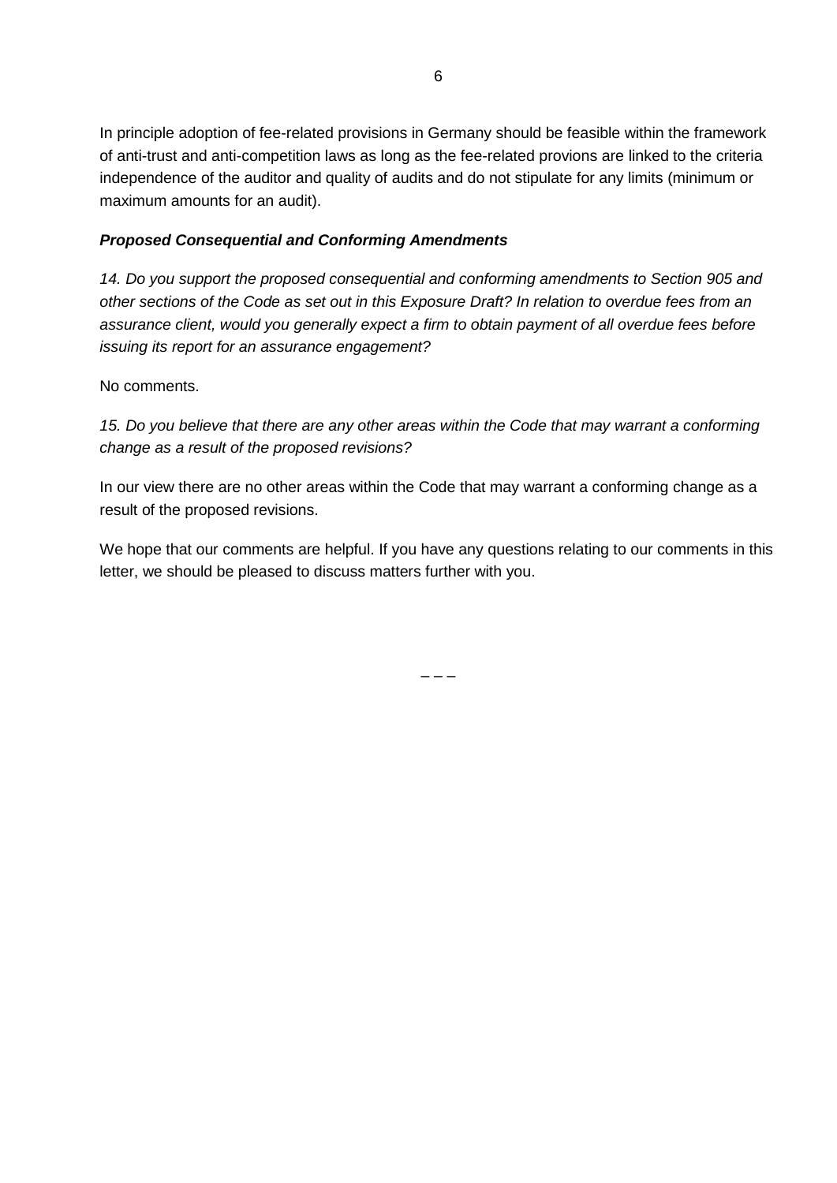In principle adoption of fee-related provisions in Germany should be feasible within the framework of anti-trust and anti-competition laws as long as the fee-related provions are linked to the criteria independence of the auditor and quality of audits and do not stipulate for any limits (minimum or maximum amounts for an audit).

***Proposed Consequential and Conforming Amendments***

*14. Do you support the proposed consequential and conforming amendments to Section 905 and other sections of the Code as set out in this Exposure Draft? In relation to overdue fees from an assurance client, would you generally expect a firm to obtain payment of all overdue fees before issuing its report for an assurance engagement?*

No comments.

*15. Do you believe that there are any other areas within the Code that may warrant a conforming change as a result of the proposed revisions?*

In our view there are no other areas within the Code that may warrant a conforming change as a result of the proposed revisions.

We hope that our comments are helpful. If you have any questions relating to our comments in this letter, we should be pleased to discuss matters further with you.

– – –